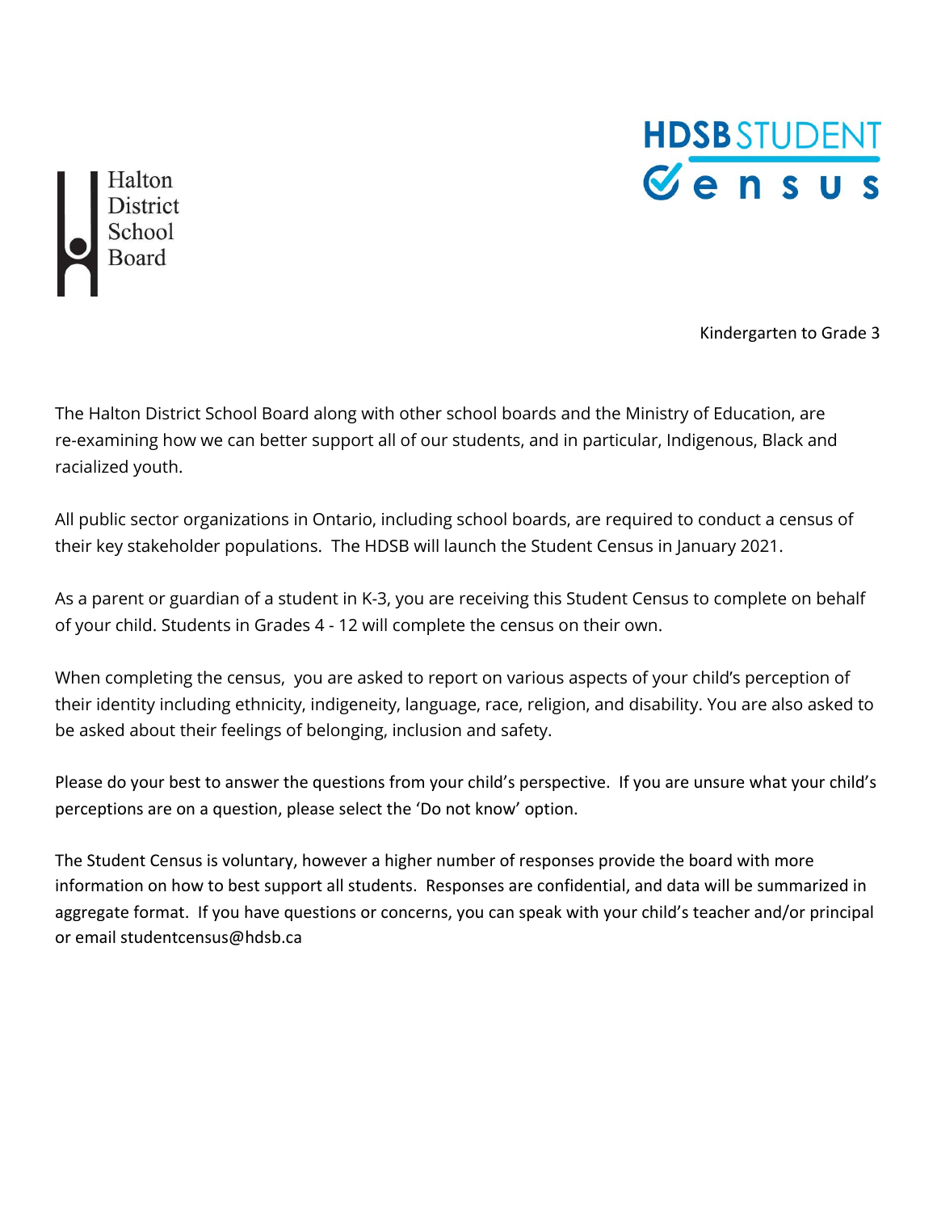Halton District School Board

# HDSB STUDENT Census

Kindergarten to Grade 3

The Halton District School Board along with other school boards and the Ministry of Education, are re-examining how we can better support all of our students, and in particular, Indigenous, Black and racialized youth.

All public sector organizations in Ontario, including school boards, are required to conduct a census of their key stakeholder populations. The HDSB will launch the Student Census in January 2021.

As a parent or guardian of a student in K-3, you are receiving this Student Census to complete on behalf of your child. Students in Grades 4 - 12 will complete the census on their own.

When completing the census, you are asked to report on various aspects of your child's perception of their identity including ethnicity, indigeneity, language, race, religion, and disability. You are also asked to be asked about their feelings of belonging, inclusion and safety.

Please do your best to answer the questions from your child's perspective. If you are unsure what your child's perceptions are on a question, please select the 'Do not know' option.

The Student Census is voluntary, however a higher number of responses provide the board with more information on how to best support all students. Responses are confidential, and data will be summarized in aggregate format. If you have questions or concerns, you can speak with your child's teacher and/or principal or email studentcensus@hdsb.ca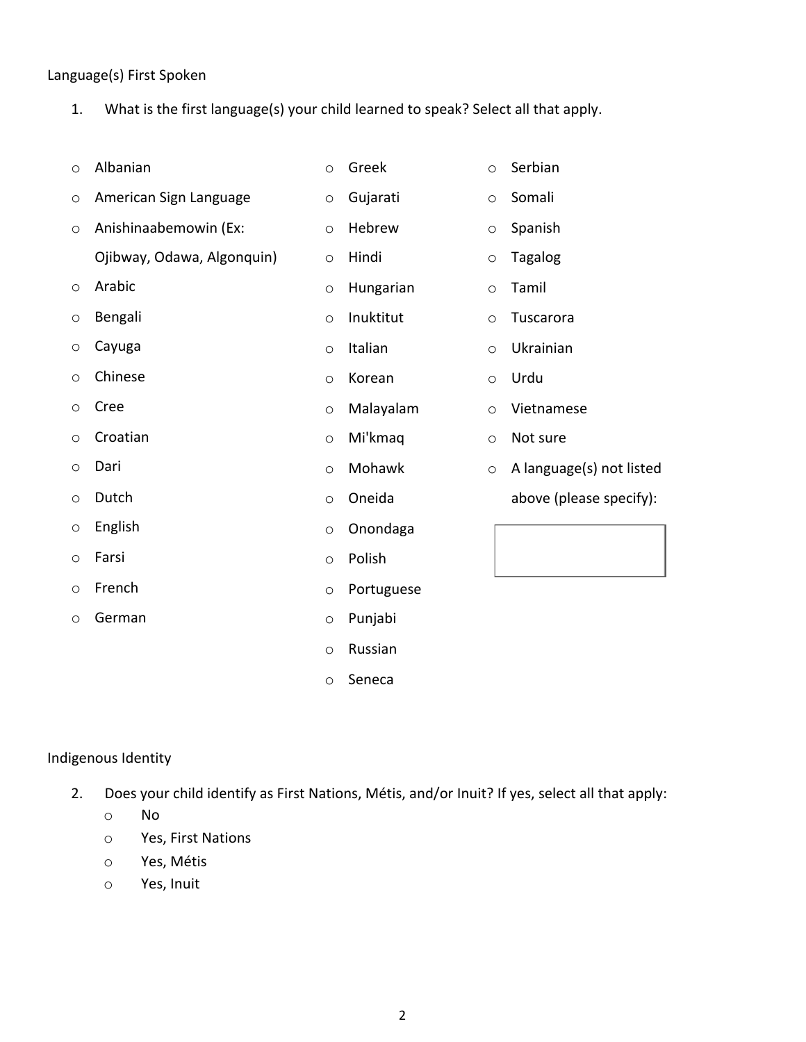Language(s) First Spoken

1. What is the first language(s) your child learned to speak? Select all that apply.

- Albanian
- American Sign Language
- Anishinaabemowin (Ex: Ojibway, Odawa, Algonquin)
- Arabic
- Bengali
- Cayuga
- Chinese
- Cree
- Croatian
- Dari
- Dutch
- English
- Farsi
- French
- German
- Greek
- Gujarati
- Hebrew
- Hindi
- Hungarian
- Inuktitut
- Italian
- Korean
- Malayalam
- Mi'kmaq
- Mohawk
- Oneida
- Onondaga
- Polish
- Portuguese
- Punjabi
- Russian
- Seneca
- Serbian
- Somali
- Spanish
- Tagalog
- Tamil
- Tuscarora
- Ukrainian
- Urdu
- Vietnamese
- Not sure
- A language(s) not listed above (please specify): ______

Indigenous Identity

2. Does your child identify as First Nations, Métis, and/or Inuit? If yes, select all that apply:
   - No
   - Yes, First Nations
   - Yes, Métis
   - Yes, Inuit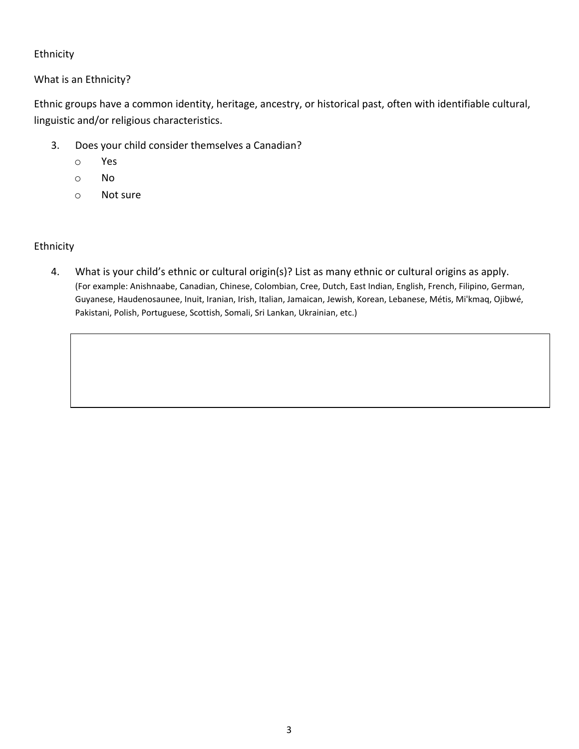## Ethnicity

### What is an Ethnicity?

Ethnic groups have a common identity, heritage, ancestry, or historical past, often with identifiable cultural, linguistic and/or religious characteristics.

3. Does your child consider themselves a Canadian?
   - o Yes
   - o No
   - o Not sure

## Ethnicity

4. What is your child's ethnic or cultural origin(s)? List as many ethnic or cultural origins as apply.
   (For example: Anishnaabe, Canadian, Chinese, Colombian, Cree, Dutch, East Indian, English, French, Filipino, German, Guyanese, Haudenosaunee, Inuit, Iranian, Irish, Italian, Jamaican, Jewish, Korean, Lebanese, Métis, Mi'kmaq, Ojibwé, Pakistani, Polish, Portuguese, Scottish, Somali, Sri Lankan, Ukrainian, etc.)

|   |
|---|
|   |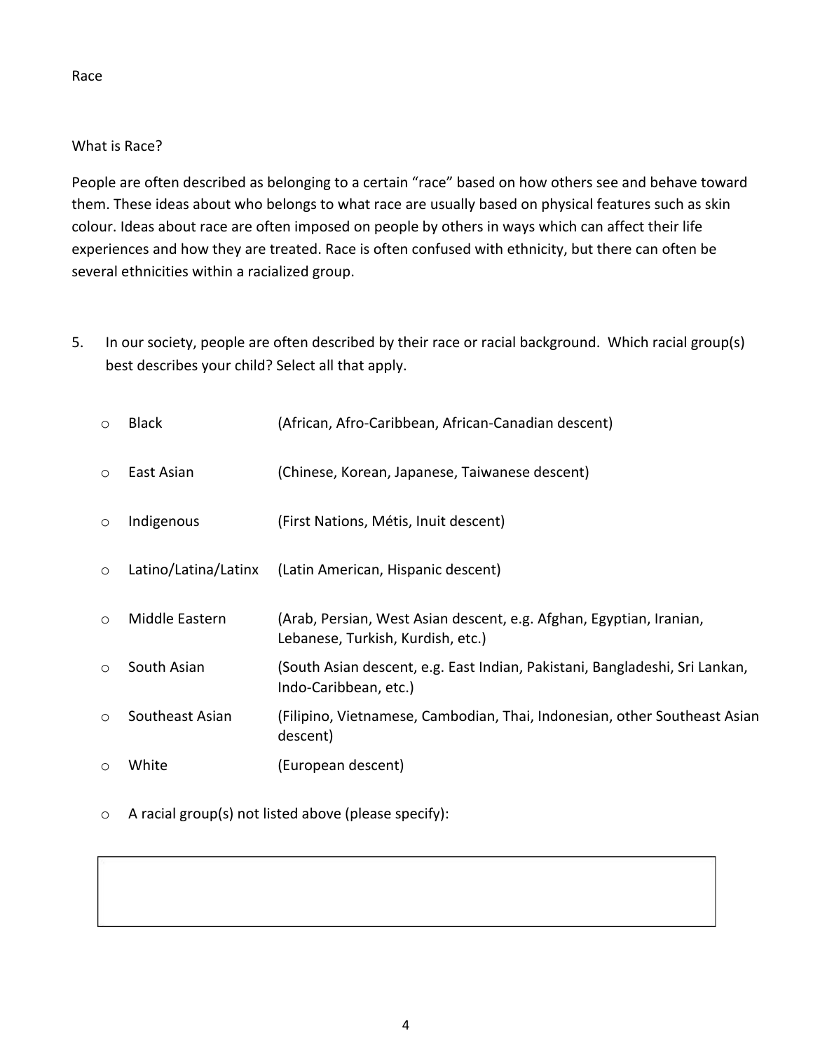# Race

## What is Race?

People are often described as belonging to a certain "race" based on how others see and behave toward them. These ideas about who belongs to what race are usually based on physical features such as skin colour. Ideas about race are often imposed on people by others in ways which can affect their life experiences and how they are treated. Race is often confused with ethnicity, but there can often be several ethnicities within a racialized group.

5. In our society, people are often described by their race or racial background. Which racial group(s) best describes your child? Select all that apply.

   - ○ Black (African, Afro-Caribbean, African-Canadian descent)
   - ○ East Asian (Chinese, Korean, Japanese, Taiwanese descent)
   - ○ Indigenous (First Nations, Métis, Inuit descent)
   - ○ Latino/Latina/Latinx (Latin American, Hispanic descent)
   - ○ Middle Eastern (Arab, Persian, West Asian descent, e.g. Afghan, Egyptian, Iranian, Lebanese, Turkish, Kurdish, etc.)
   - ○ South Asian (South Asian descent, e.g. East Indian, Pakistani, Bangladeshi, Sri Lankan, Indo-Caribbean, etc.)
   - ○ Southeast Asian (Filipino, Vietnamese, Cambodian, Thai, Indonesian, other Southeast Asian descent)
   - ○ White (European descent)
   - ○ A racial group(s) not listed above (please specify):

| |
|---|
| |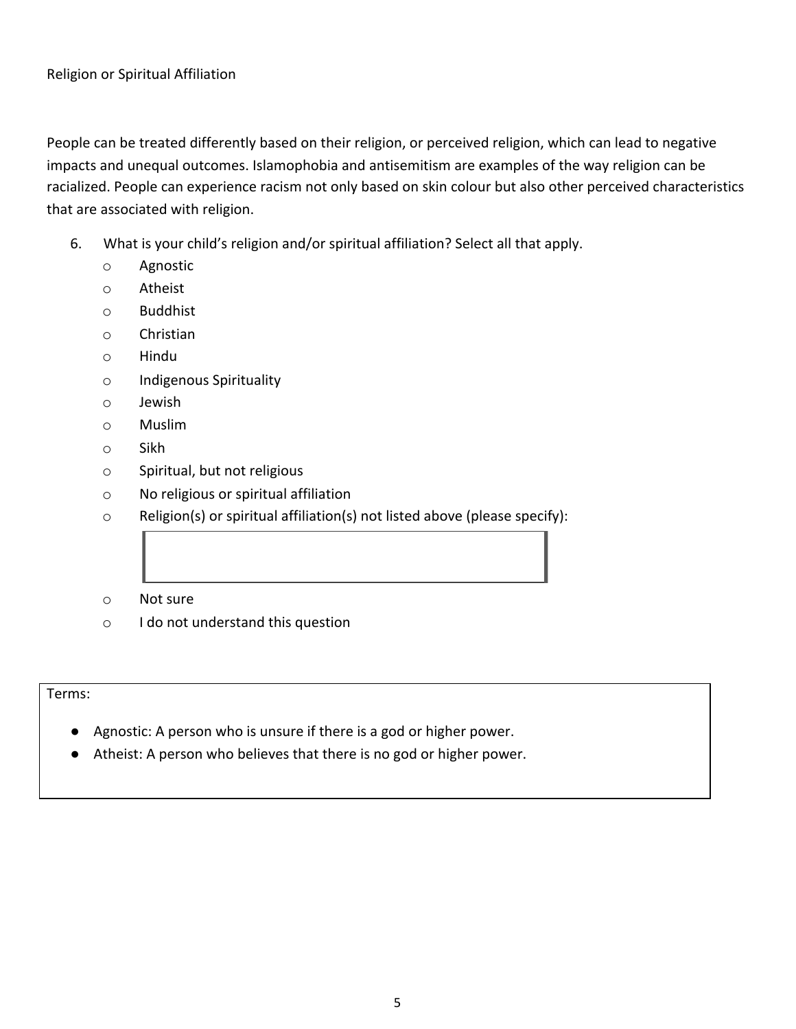## Religion or Spiritual Affiliation

People can be treated differently based on their religion, or perceived religion, which can lead to negative impacts and unequal outcomes. Islamophobia and antisemitism are examples of the way religion can be racialized. People can experience racism not only based on skin colour but also other perceived characteristics that are associated with religion.

6. What is your child's religion and/or spiritual affiliation? Select all that apply.
   - Agnostic
   - Atheist
   - Buddhist
   - Christian
   - Hindu
   - Indigenous Spirituality
   - Jewish
   - Muslim
   - Sikh
   - Spiritual, but not religious
   - No religious or spiritual affiliation
   - Religion(s) or spiritual affiliation(s) not listed above (please specify):
   - Not sure
   - I do not understand this question

Terms:

- Agnostic: A person who is unsure if there is a god or higher power.
- Atheist: A person who believes that there is no god or higher power.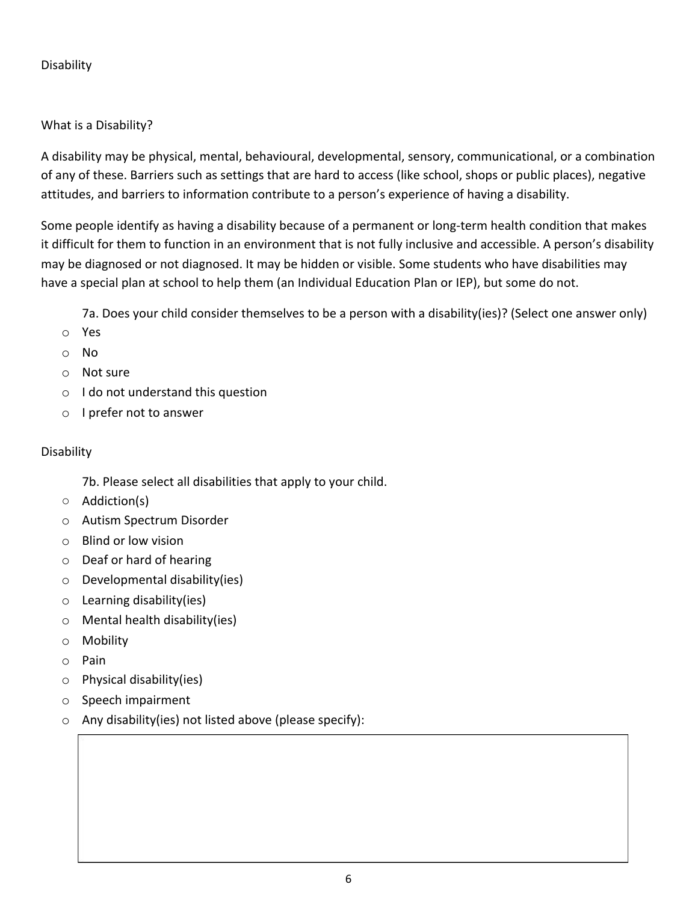## Disability

### What is a Disability?

A disability may be physical, mental, behavioural, developmental, sensory, communicational, or a combination of any of these. Barriers such as settings that are hard to access (like school, shops or public places), negative attitudes, and barriers to information contribute to a person's experience of having a disability.

Some people identify as having a disability because of a permanent or long-term health condition that makes it difficult for them to function in an environment that is not fully inclusive and accessible. A person's disability may be diagnosed or not diagnosed. It may be hidden or visible. Some students who have disabilities may have a special plan at school to help them (an Individual Education Plan or IEP), but some do not.

7a. Does your child consider themselves to be a person with a disability(ies)? (Select one answer only)

- Yes
- No
- Not sure
- I do not understand this question
- I prefer not to answer

## Disability

7b. Please select all disabilities that apply to your child.

- Addiction(s)
- Autism Spectrum Disorder
- Blind or low vision
- Deaf or hard of hearing
- Developmental disability(ies)
- Learning disability(ies)
- Mental health disability(ies)
- Mobility
- Pain
- Physical disability(ies)
- Speech impairment
- Any disability(ies) not listed above (please specify):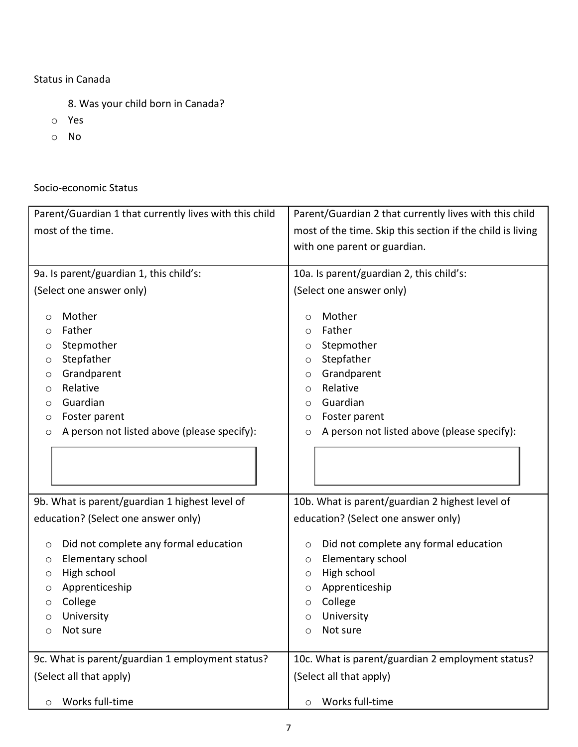Status in Canada

8. Was your child born in Canada?

- ○ Yes
- ○ No

Socio-economic Status

| Parent/Guardian 1 that currently lives with this child most of the time. | Parent/Guardian 2 that currently lives with this child most of the time. Skip this section if the child is living with one parent or guardian. |
| --- | --- |
| 9a. Is parent/guardian 1, this child's: (Select one answer only)<br><br>○ Mother<br>○ Father<br>○ Stepmother<br>○ Stepfather<br>○ Grandparent<br>○ Relative<br>○ Guardian<br>○ Foster parent<br>○ A person not listed above (please specify): | 10a. Is parent/guardian 2, this child's: (Select one answer only)<br><br>○ Mother<br>○ Father<br>○ Stepmother<br>○ Stepfather<br>○ Grandparent<br>○ Relative<br>○ Guardian<br>○ Foster parent<br>○ A person not listed above (please specify): |
| 9b. What is parent/guardian 1 highest level of education? (Select one answer only)<br><br>○ Did not complete any formal education<br>○ Elementary school<br>○ High school<br>○ Apprenticeship<br>○ College<br>○ University<br>○ Not sure | 10b. What is parent/guardian 2 highest level of education? (Select one answer only)<br><br>○ Did not complete any formal education<br>○ Elementary school<br>○ High school<br>○ Apprenticeship<br>○ College<br>○ University<br>○ Not sure |
| 9c. What is parent/guardian 1 employment status? (Select all that apply)<br><br>○ Works full-time | 10c. What is parent/guardian 2 employment status? (Select all that apply)<br><br>○ Works full-time |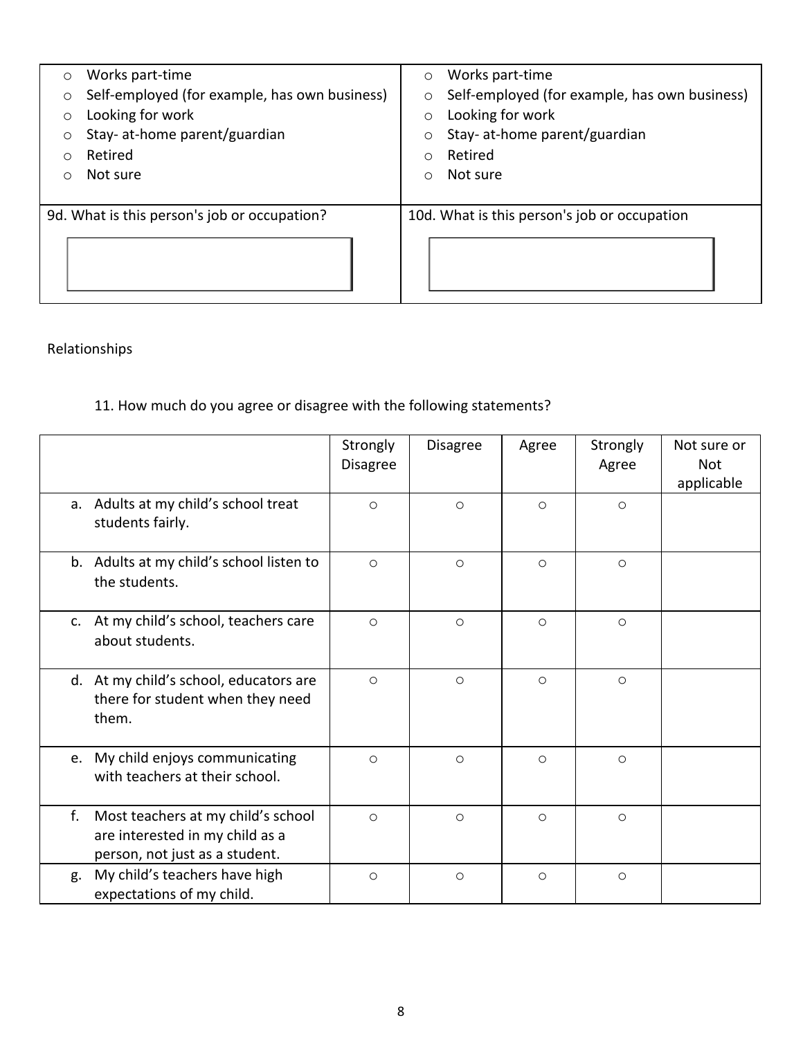| | |
|---|---|
| ○ Works part-time<br>○ Self-employed (for example, has own business)<br>○ Looking for work<br>○ Stay- at-home parent/guardian<br>○ Retired<br>○ Not sure | ○ Works part-time<br>○ Self-employed (for example, has own business)<br>○ Looking for work<br>○ Stay- at-home parent/guardian<br>○ Retired<br>○ Not sure |
| 9d. What is this person's job or occupation? | 10d. What is this person's job or occupation |

Relationships

11. How much do you agree or disagree with the following statements?

| | Strongly Disagree | Disagree | Agree | Strongly Agree | Not sure or Not applicable |
|---|---|---|---|---|---|
| a. Adults at my child's school treat students fairly. | ○ | ○ | ○ | ○ | |
| b. Adults at my child's school listen to the students. | ○ | ○ | ○ | ○ | |
| c. At my child's school, teachers care about students. | ○ | ○ | ○ | ○ | |
| d. At my child's school, educators are there for student when they need them. | ○ | ○ | ○ | ○ | |
| e. My child enjoys communicating with teachers at their school. | ○ | ○ | ○ | ○ | |
| f. Most teachers at my child's school are interested in my child as a person, not just as a student. | ○ | ○ | ○ | ○ | |
| g. My child's teachers have high expectations of my child. | ○ | ○ | ○ | ○ | |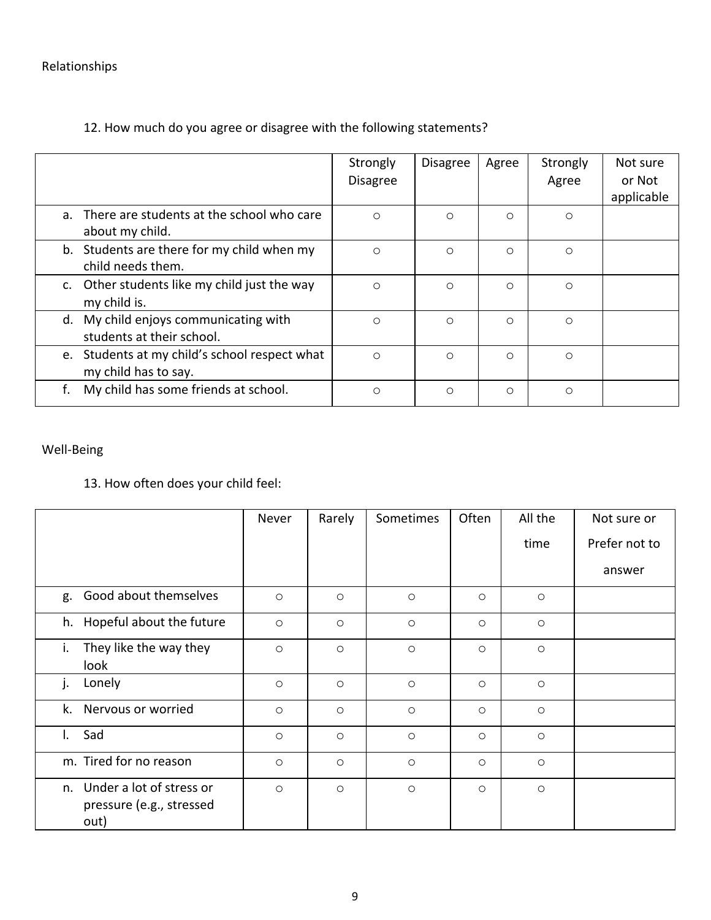Relationships

12. How much do you agree or disagree with the following statements?

| | Strongly Disagree | Disagree | Agree | Strongly Agree | Not sure or Not applicable |
|---|---|---|---|---|---|
| a. There are students at the school who care about my child. | ○ | ○ | ○ | ○ | |
| b. Students are there for my child when my child needs them. | ○ | ○ | ○ | ○ | |
| c. Other students like my child just the way my child is. | ○ | ○ | ○ | ○ | |
| d. My child enjoys communicating with students at their school. | ○ | ○ | ○ | ○ | |
| e. Students at my child's school respect what my child has to say. | ○ | ○ | ○ | ○ | |
| f. My child has some friends at school. | ○ | ○ | ○ | ○ | |

Well-Being

13. How often does your child feel:

| | Never | Rarely | Sometimes | Often | All the time | Not sure or Prefer not to answer |
|---|---|---|---|---|---|---|
| g. Good about themselves | ○ | ○ | ○ | ○ | ○ | |
| h. Hopeful about the future | ○ | ○ | ○ | ○ | ○ | |
| i. They like the way they look | ○ | ○ | ○ | ○ | ○ | |
| j. Lonely | ○ | ○ | ○ | ○ | ○ | |
| k. Nervous or worried | ○ | ○ | ○ | ○ | ○ | |
| l. Sad | ○ | ○ | ○ | ○ | ○ | |
| m. Tired for no reason | ○ | ○ | ○ | ○ | ○ | |
| n. Under a lot of stress or pressure (e.g., stressed out) | ○ | ○ | ○ | ○ | ○ | |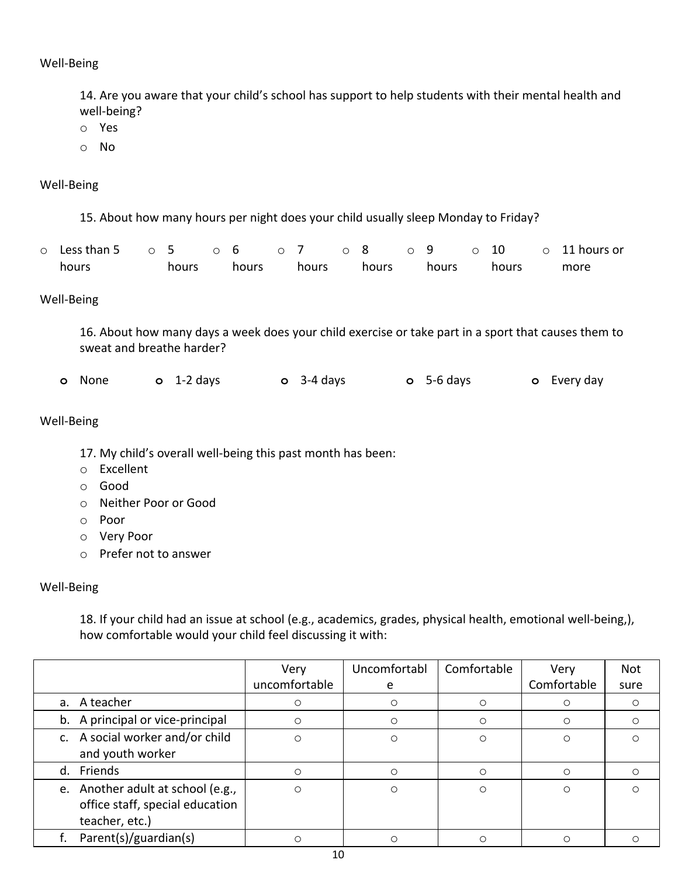Well-Being

14. Are you aware that your child's school has support to help students with their mental health and well-being?

- ○ Yes
- ○ No

Well-Being

15. About how many hours per night does your child usually sleep Monday to Friday?

○ Less than 5 hours ○ 5 hours ○ 6 hours ○ 7 hours ○ 8 hours ○ 9 hours ○ 10 hours ○ 11 hours or more

Well-Being

16. About how many days a week does your child exercise or take part in a sport that causes them to sweat and breathe harder?

○ None ○ 1-2 days ○ 3-4 days ○ 5-6 days ○ Every day

Well-Being

17. My child's overall well-being this past month has been:

- ○ Excellent
- ○ Good
- ○ Neither Poor or Good
- ○ Poor
- ○ Very Poor
- ○ Prefer not to answer

Well-Being

18. If your child had an issue at school (e.g., academics, grades, physical health, emotional well-being,), how comfortable would your child feel discussing it with:

| | Very uncomfortable | Uncomfortable | Comfortable | Very Comfortable | Not sure |
|---|---|---|---|---|---|
| a. A teacher | ○ | ○ | ○ | ○ | ○ |
| b. A principal or vice-principal | ○ | ○ | ○ | ○ | ○ |
| c. A social worker and/or child and youth worker | ○ | ○ | ○ | ○ | ○ |
| d. Friends | ○ | ○ | ○ | ○ | ○ |
| e. Another adult at school (e.g., office staff, special education teacher, etc.) | ○ | ○ | ○ | ○ | ○ |
| f. Parent(s)/guardian(s) | ○ | ○ | ○ | ○ | ○ |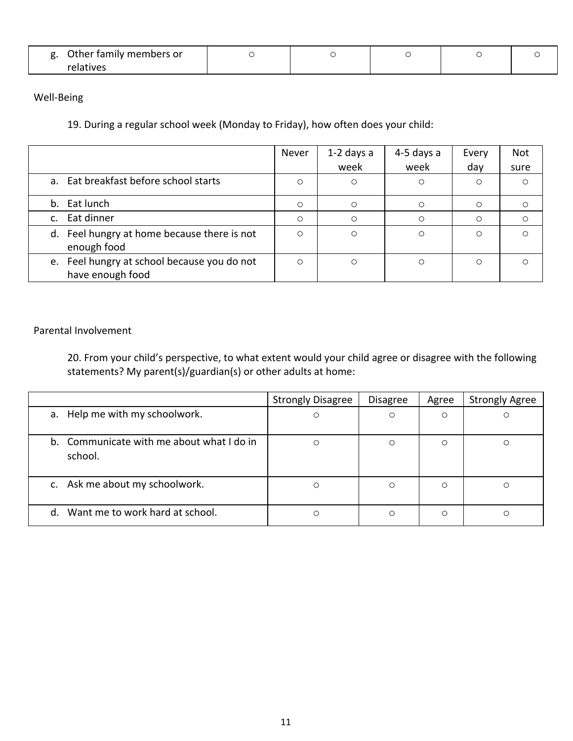| g. Other family members or relatives | ○ | ○ | ○ | ○ | ○ |
|---|---|---|---|---|---|

Well-Being

19. During a regular school week (Monday to Friday), how often does your child:

| | Never | 1-2 days a week | 4-5 days a week | Every day | Not sure |
|---|---|---|---|---|---|
| a. Eat breakfast before school starts | ○ | ○ | ○ | ○ | ○ |
| b. Eat lunch | ○ | ○ | ○ | ○ | ○ |
| c. Eat dinner | ○ | ○ | ○ | ○ | ○ |
| d. Feel hungry at home because there is not enough food | ○ | ○ | ○ | ○ | ○ |
| e. Feel hungry at school because you do not have enough food | ○ | ○ | ○ | ○ | ○ |

Parental Involvement

20. From your child's perspective, to what extent would your child agree or disagree with the following statements? My parent(s)/guardian(s) or other adults at home:

| | Strongly Disagree | Disagree | Agree | Strongly Agree |
|---|---|---|---|---|
| a. Help me with my schoolwork. | ○ | ○ | ○ | ○ |
| b. Communicate with me about what I do in school. | ○ | ○ | ○ | ○ |
| c. Ask me about my schoolwork. | ○ | ○ | ○ | ○ |
| d. Want me to work hard at school. | ○ | ○ | ○ | ○ |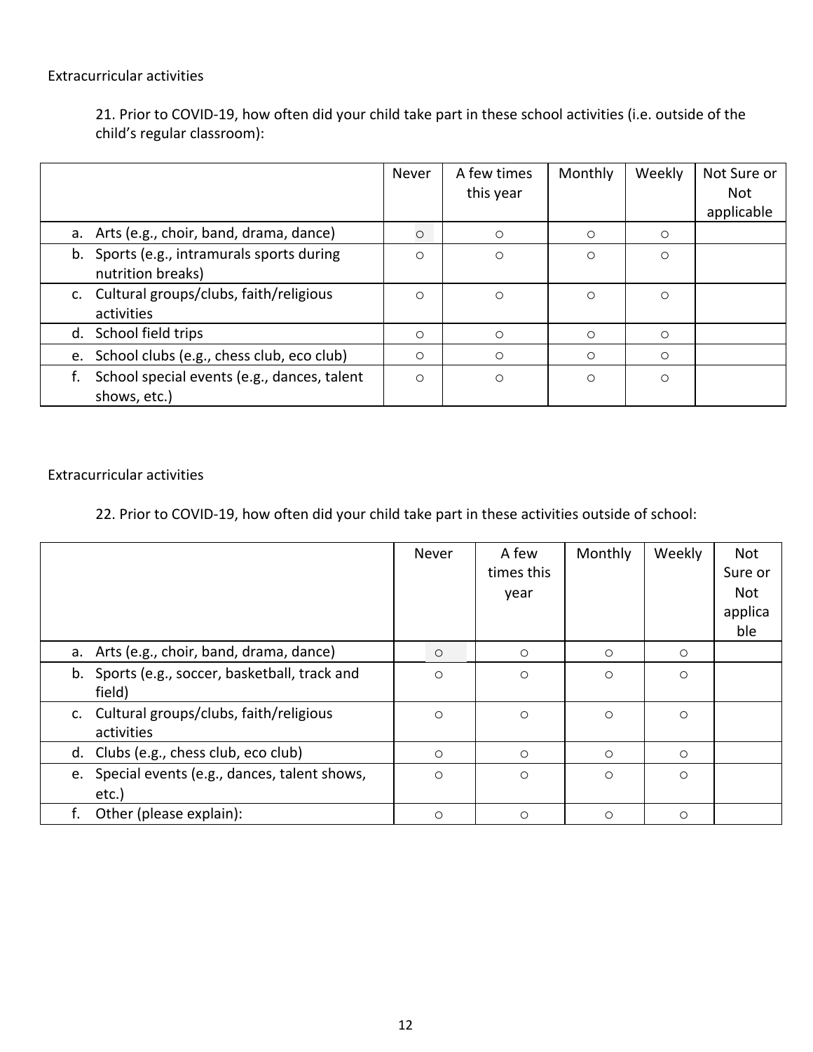Extracurricular activities

21. Prior to COVID-19, how often did your child take part in these school activities (i.e. outside of the child's regular classroom):

| | Never | A few times this year | Monthly | Weekly | Not Sure or Not applicable |
|---|---|---|---|---|---|
| a. Arts (e.g., choir, band, drama, dance) | ○ | ○ | ○ | ○ | |
| b. Sports (e.g., intramurals sports during nutrition breaks) | ○ | ○ | ○ | ○ | |
| c. Cultural groups/clubs, faith/religious activities | ○ | ○ | ○ | ○ | |
| d. School field trips | ○ | ○ | ○ | ○ | |
| e. School clubs (e.g., chess club, eco club) | ○ | ○ | ○ | ○ | |
| f. School special events (e.g., dances, talent shows, etc.) | ○ | ○ | ○ | ○ | |

Extracurricular activities

22. Prior to COVID-19, how often did your child take part in these activities outside of school:

| | Never | A few times this year | Monthly | Weekly | Not Sure or Not applicable |
|---|---|---|---|---|---|
| a. Arts (e.g., choir, band, drama, dance) | ○ | ○ | ○ | ○ | |
| b. Sports (e.g., soccer, basketball, track and field) | ○ | ○ | ○ | ○ | |
| c. Cultural groups/clubs, faith/religious activities | ○ | ○ | ○ | ○ | |
| d. Clubs (e.g., chess club, eco club) | ○ | ○ | ○ | ○ | |
| e. Special events (e.g., dances, talent shows, etc.) | ○ | ○ | ○ | ○ | |
| f. Other (please explain): | ○ | ○ | ○ | ○ | |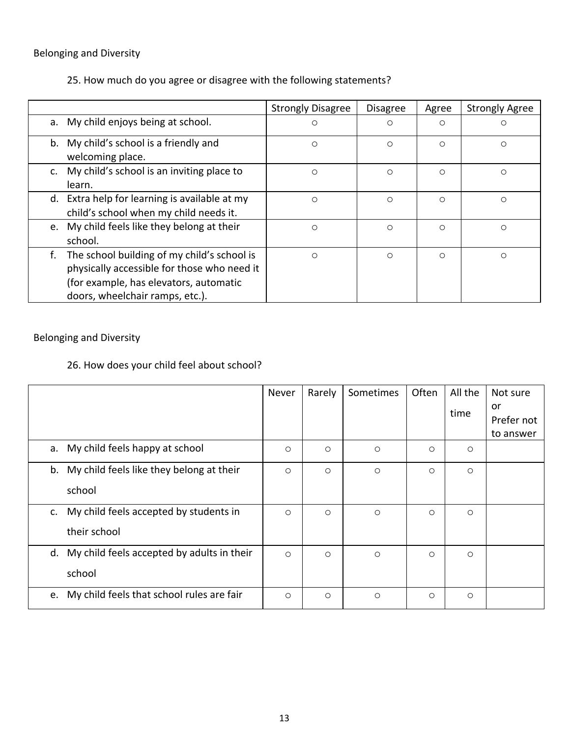Belonging and Diversity

25. How much do you agree or disagree with the following statements?

| | Strongly Disagree | Disagree | Agree | Strongly Agree |
|---|---|---|---|---|
| a. My child enjoys being at school. | ○ | ○ | ○ | ○ |
| b. My child's school is a friendly and welcoming place. | ○ | ○ | ○ | ○ |
| c. My child's school is an inviting place to learn. | ○ | ○ | ○ | ○ |
| d. Extra help for learning is available at my child's school when my child needs it. | ○ | ○ | ○ | ○ |
| e. My child feels like they belong at their school. | ○ | ○ | ○ | ○ |
| f. The school building of my child's school is physically accessible for those who need it (for example, has elevators, automatic doors, wheelchair ramps, etc.). | ○ | ○ | ○ | ○ |

Belonging and Diversity

26. How does your child feel about school?

| | Never | Rarely | Sometimes | Often | All the time | Not sure or Prefer not to answer |
|---|---|---|---|---|---|---|
| a. My child feels happy at school | ○ | ○ | ○ | ○ | ○ | |
| b. My child feels like they belong at their school | ○ | ○ | ○ | ○ | ○ | |
| c. My child feels accepted by students in their school | ○ | ○ | ○ | ○ | ○ | |
| d. My child feels accepted by adults in their school | ○ | ○ | ○ | ○ | ○ | |
| e. My child feels that school rules are fair | ○ | ○ | ○ | ○ | ○ | |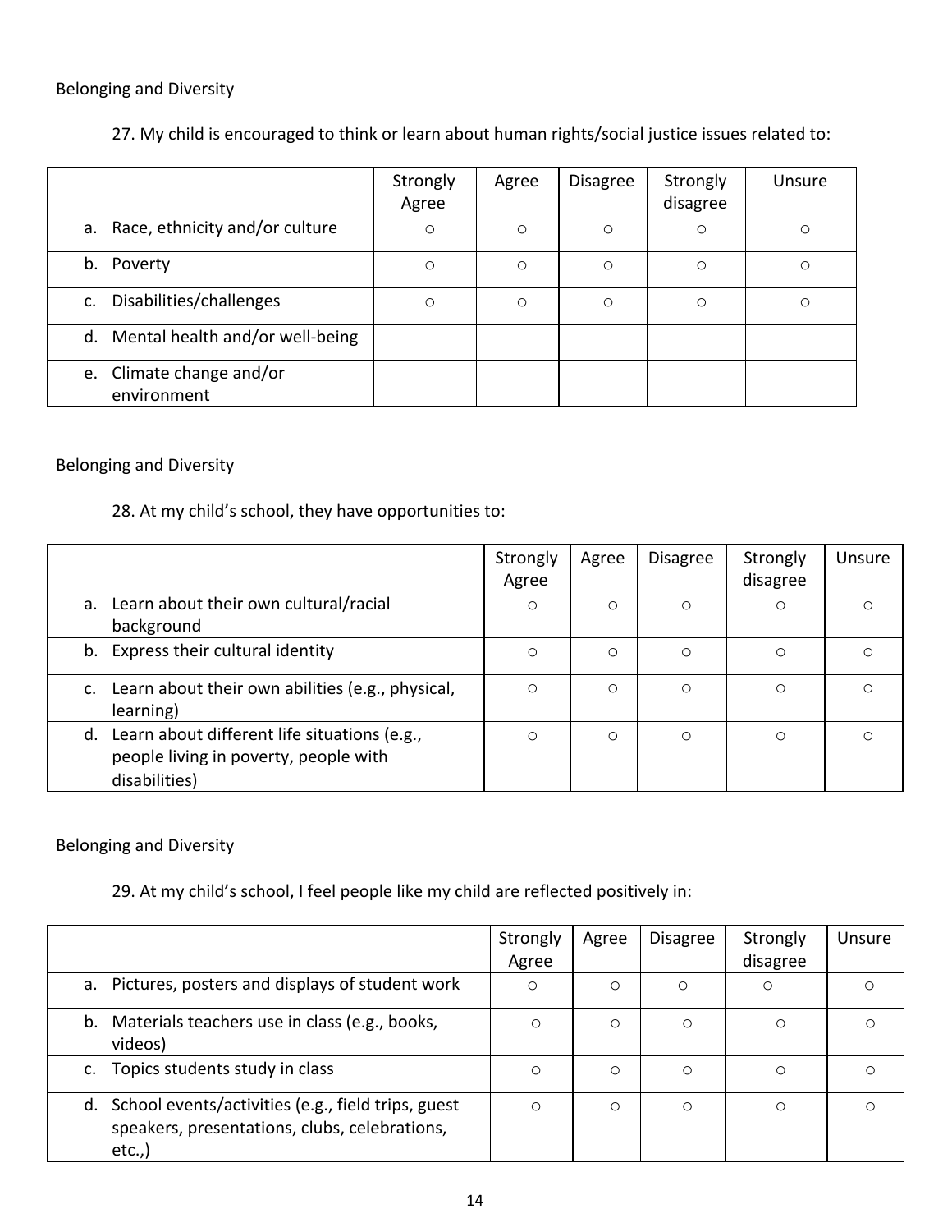Belonging and Diversity

27. My child is encouraged to think or learn about human rights/social justice issues related to:

| | Strongly Agree | Agree | Disagree | Strongly disagree | Unsure |
|---|---|---|---|---|---|
| a. Race, ethnicity and/or culture | ○ | ○ | ○ | ○ | ○ |
| b. Poverty | ○ | ○ | ○ | ○ | ○ |
| c. Disabilities/challenges | ○ | ○ | ○ | ○ | ○ |
| d. Mental health and/or well-being | | | | | |
| e. Climate change and/or environment | | | | | |

Belonging and Diversity

28. At my child's school, they have opportunities to:

| | Strongly Agree | Agree | Disagree | Strongly disagree | Unsure |
|---|---|---|---|---|---|
| a. Learn about their own cultural/racial background | ○ | ○ | ○ | ○ | ○ |
| b. Express their cultural identity | ○ | ○ | ○ | ○ | ○ |
| c. Learn about their own abilities (e.g., physical, learning) | ○ | ○ | ○ | ○ | ○ |
| d. Learn about different life situations (e.g., people living in poverty, people with disabilities) | ○ | ○ | ○ | ○ | ○ |

Belonging and Diversity

29. At my child's school, I feel people like my child are reflected positively in:

| | Strongly Agree | Agree | Disagree | Strongly disagree | Unsure |
|---|---|---|---|---|---|
| a. Pictures, posters and displays of student work | ○ | ○ | ○ | ○ | ○ |
| b. Materials teachers use in class (e.g., books, videos) | ○ | ○ | ○ | ○ | ○ |
| c. Topics students study in class | ○ | ○ | ○ | ○ | ○ |
| d. School events/activities (e.g., field trips, guest speakers, presentations, clubs, celebrations, etc.,) | ○ | ○ | ○ | ○ | ○ |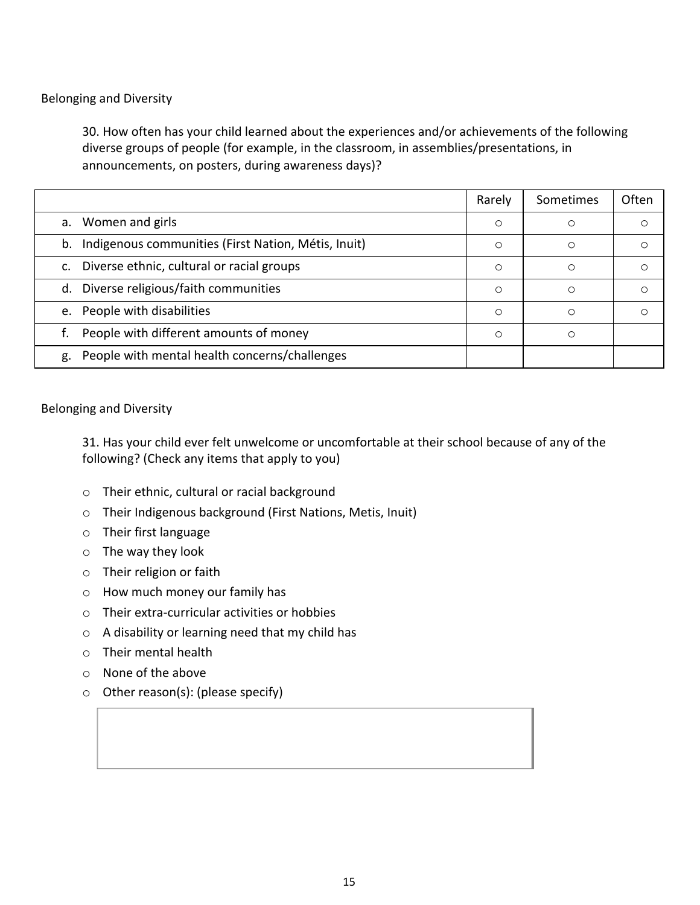Belonging and Diversity

30. How often has your child learned about the experiences and/or achievements of the following diverse groups of people (for example, in the classroom, in assemblies/presentations, in announcements, on posters, during awareness days)?

| | Rarely | Sometimes | Often |
|---|---|---|---|
| a. Women and girls | ○ | ○ | ○ |
| b. Indigenous communities (First Nation, Métis, Inuit) | ○ | ○ | ○ |
| c. Diverse ethnic, cultural or racial groups | ○ | ○ | ○ |
| d. Diverse religious/faith communities | ○ | ○ | ○ |
| e. People with disabilities | ○ | ○ | ○ |
| f. People with different amounts of money | ○ | ○ | |
| g. People with mental health concerns/challenges | | | |

Belonging and Diversity

31. Has your child ever felt unwelcome or uncomfortable at their school because of any of the following? (Check any items that apply to you)

- ○ Their ethnic, cultural or racial background
- ○ Their Indigenous background (First Nations, Metis, Inuit)
- ○ Their first language
- ○ The way they look
- ○ Their religion or faith
- ○ How much money our family has
- ○ Their extra-curricular activities or hobbies
- ○ A disability or learning need that my child has
- ○ Their mental health
- ○ None of the above
- ○ Other reason(s): (please specify)